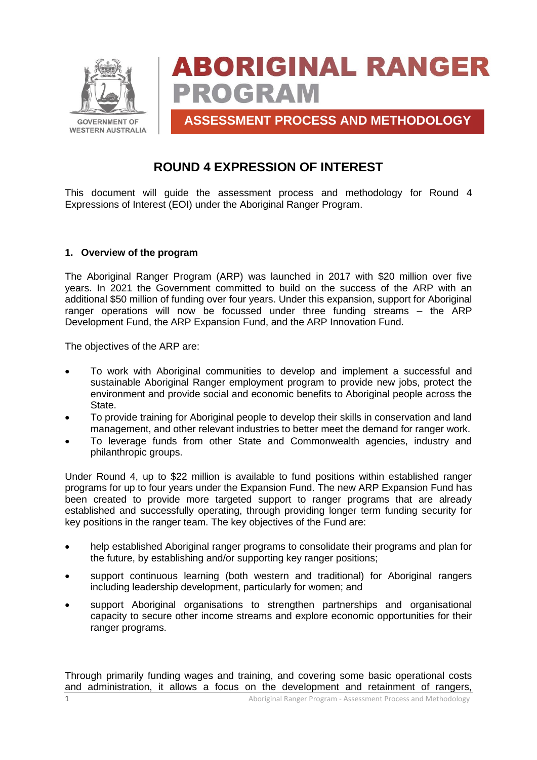GOVERNMENT OF WESTERN AUSTRALIA

# ABORIGINAL RANGER PROGRAM

## ASSESSMENT PROCESS AND METHODOLOGY

## ROUND 4 EXPRESSION OF INTEREST

This document will guide the assessment process and methodology for Round 4 Expressions of Interest (EOI) under the Aboriginal Ranger Program.

### 1. Overview of the program

The Aboriginal Ranger Program (ARP) was launched in 2017 with $20 million over five years. In 2021 the Government committed to build on the success of the ARP with an additional $50 million of funding over four years. Under this expansion, support for Aboriginal ranger operations will now be focussed under three funding streams – the ARP Development Fund, the ARP Expansion Fund, and the ARP Innovation Fund.

The objectives of the ARP are:

- To work with Aboriginal communities to develop and implement a successful and sustainable Aboriginal Ranger employment program to provide new jobs, protect the environment and provide social and economic benefits to Aboriginal people across the State.
- To provide training for Aboriginal people to develop their skills in conservation and land management, and other relevant industries to better meet the demand for ranger work.
- To leverage funds from other State and Commonwealth agencies, industry and philanthropic groups.

Under Round 4, up to $22 million is available to fund positions within established ranger programs for up to four years under the Expansion Fund. The new ARP Expansion Fund has been created to provide more targeted support to ranger programs that are already established and successfully operating, through providing longer term funding security for key positions in the ranger team. The key objectives of the Fund are:

- help established Aboriginal ranger programs to consolidate their programs and plan for the future, by establishing and/or supporting key ranger positions;
- support continuous learning (both western and traditional) for Aboriginal rangers including leadership development, particularly for women; and
- support Aboriginal organisations to strengthen partnerships and organisational capacity to secure other income streams and explore economic opportunities for their ranger programs.

Through primarily funding wages and training, and covering some basic operational costs and administration, it allows a focus on the development and retainment of rangers,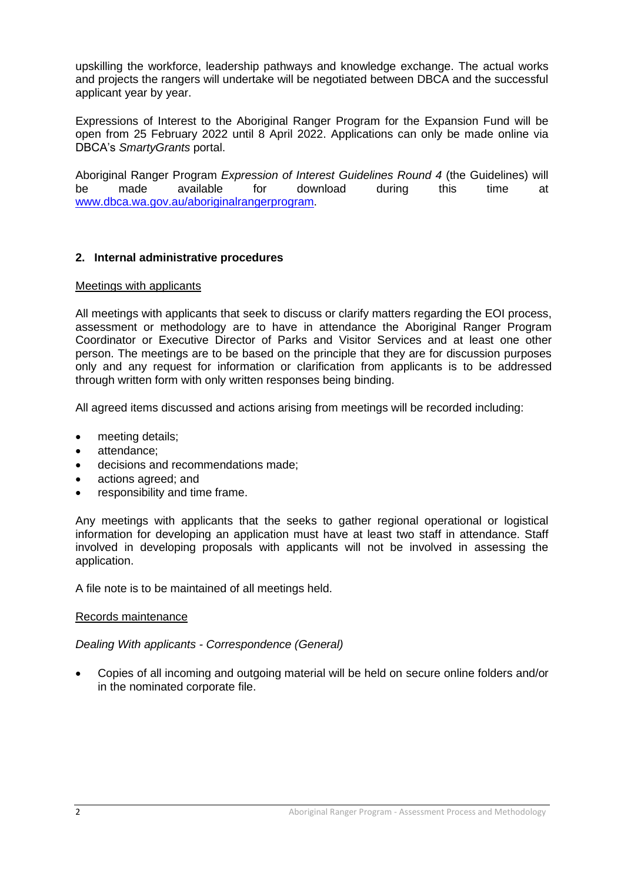upskilling the workforce, leadership pathways and knowledge exchange. The actual works and projects the rangers will undertake will be negotiated between DBCA and the successful applicant year by year.

Expressions of Interest to the Aboriginal Ranger Program for the Expansion Fund will be open from 25 February 2022 until 8 April 2022. Applications can only be made online via DBCA's *SmartyGrants* portal.

Aboriginal Ranger Program *Expression of Interest Guidelines Round 4* (the Guidelines) will be made available for download during this time at [www.dbca.wa.gov.au/aboriginalrangerprogram](www.dbca.wa.gov.au/aboriginalrangerprogram).

## 2. Internal administrative procedures

Meetings with applicants

All meetings with applicants that seek to discuss or clarify matters regarding the EOI process, assessment or methodology are to have in attendance the Aboriginal Ranger Program Coordinator or Executive Director of Parks and Visitor Services and at least one other person. The meetings are to be based on the principle that they are for discussion purposes only and any request for information or clarification from applicants is to be addressed through written form with only written responses being binding.

All agreed items discussed and actions arising from meetings will be recorded including:

- meeting details;
- attendance;
- decisions and recommendations made;
- actions agreed; and
- responsibility and time frame.

Any meetings with applicants that the seeks to gather regional operational or logistical information for developing an application must have at least two staff in attendance. Staff involved in developing proposals with applicants will not be involved in assessing the application.

A file note is to be maintained of all meetings held.

Records maintenance

*Dealing With applicants - Correspondence (General)*

- Copies of all incoming and outgoing material will be held on secure online folders and/or in the nominated corporate file.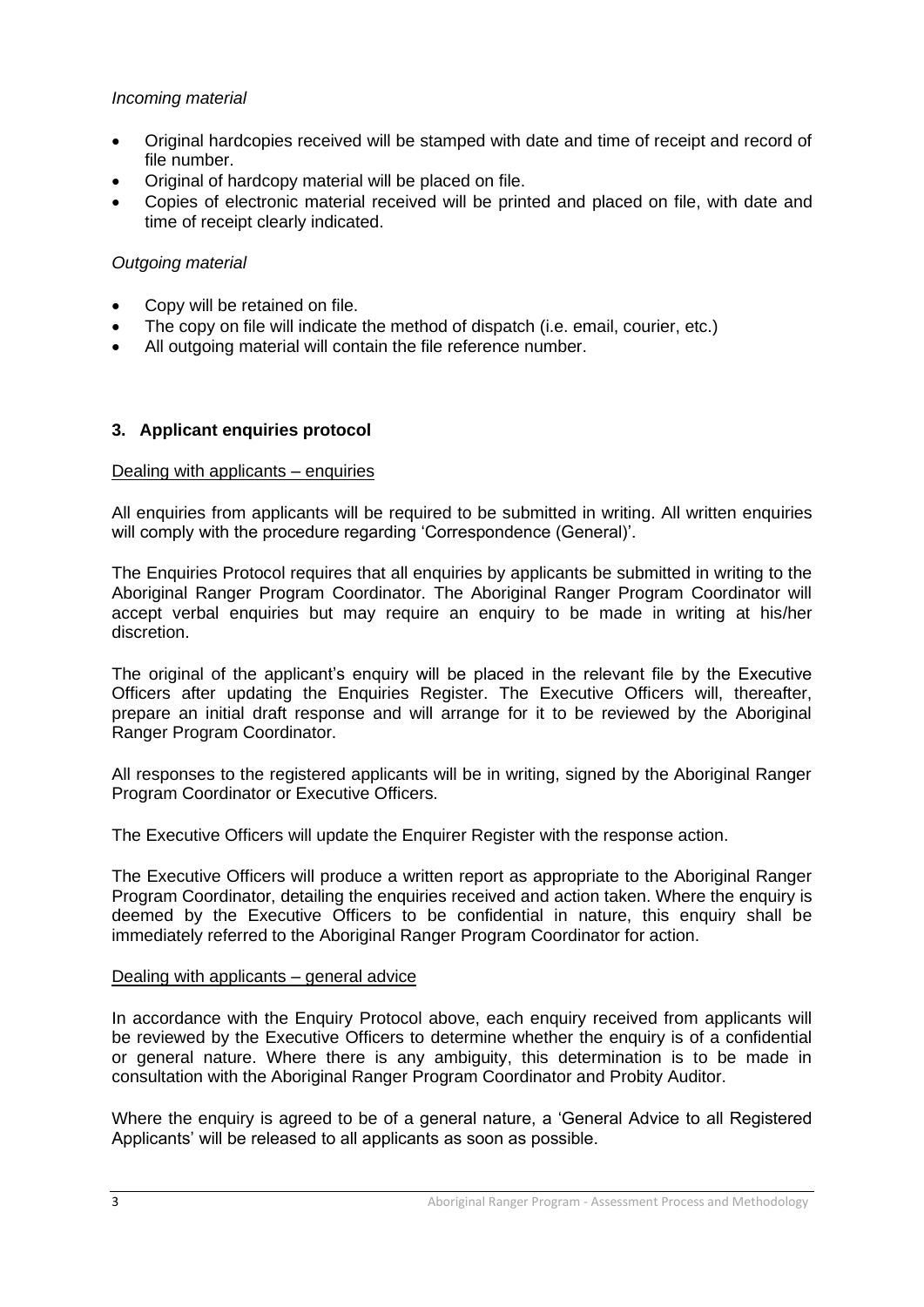*Incoming material*

- Original hardcopies received will be stamped with date and time of receipt and record of file number.
- Original of hardcopy material will be placed on file.
- Copies of electronic material received will be printed and placed on file, with date and time of receipt clearly indicated.

*Outgoing material*

- Copy will be retained on file.
- The copy on file will indicate the method of dispatch (i.e. email, courier, etc.)
- All outgoing material will contain the file reference number.

## 3. Applicant enquiries protocol

Dealing with applicants – enquiries

All enquiries from applicants will be required to be submitted in writing. All written enquiries will comply with the procedure regarding 'Correspondence (General)'.

The Enquiries Protocol requires that all enquiries by applicants be submitted in writing to the Aboriginal Ranger Program Coordinator. The Aboriginal Ranger Program Coordinator will accept verbal enquiries but may require an enquiry to be made in writing at his/her discretion.

The original of the applicant's enquiry will be placed in the relevant file by the Executive Officers after updating the Enquiries Register. The Executive Officers will, thereafter, prepare an initial draft response and will arrange for it to be reviewed by the Aboriginal Ranger Program Coordinator.

All responses to the registered applicants will be in writing, signed by the Aboriginal Ranger Program Coordinator or Executive Officers.

The Executive Officers will update the Enquirer Register with the response action.

The Executive Officers will produce a written report as appropriate to the Aboriginal Ranger Program Coordinator, detailing the enquiries received and action taken. Where the enquiry is deemed by the Executive Officers to be confidential in nature, this enquiry shall be immediately referred to the Aboriginal Ranger Program Coordinator for action.

Dealing with applicants – general advice

In accordance with the Enquiry Protocol above, each enquiry received from applicants will be reviewed by the Executive Officers to determine whether the enquiry is of a confidential or general nature. Where there is any ambiguity, this determination is to be made in consultation with the Aboriginal Ranger Program Coordinator and Probity Auditor.

Where the enquiry is agreed to be of a general nature, a 'General Advice to all Registered Applicants' will be released to all applicants as soon as possible.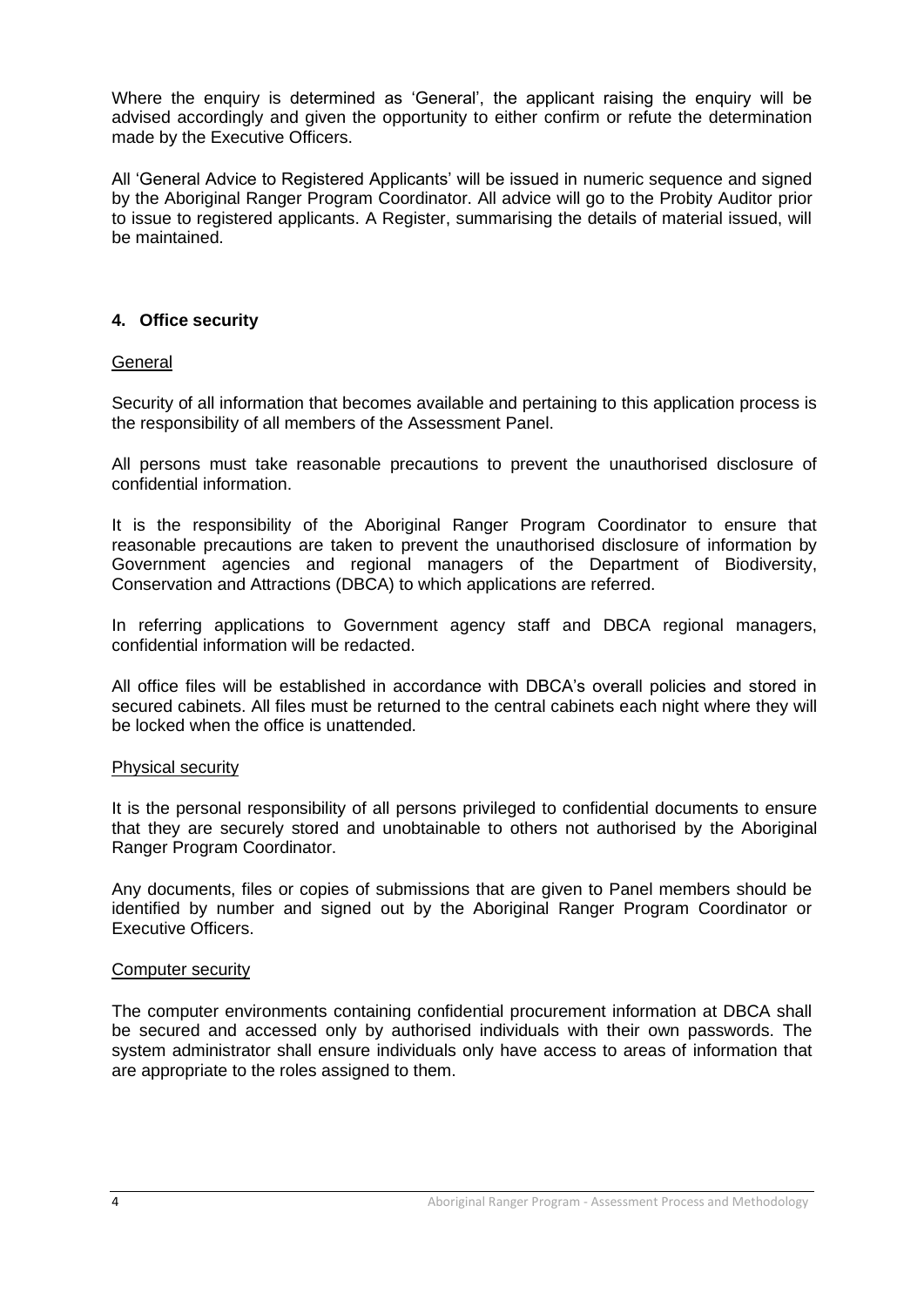Where the enquiry is determined as 'General', the applicant raising the enquiry will be advised accordingly and given the opportunity to either confirm or refute the determination made by the Executive Officers.

All 'General Advice to Registered Applicants' will be issued in numeric sequence and signed by the Aboriginal Ranger Program Coordinator. All advice will go to the Probity Auditor prior to issue to registered applicants. A Register, summarising the details of material issued, will be maintained.

## 4. Office security

General

Security of all information that becomes available and pertaining to this application process is the responsibility of all members of the Assessment Panel.

All persons must take reasonable precautions to prevent the unauthorised disclosure of confidential information.

It is the responsibility of the Aboriginal Ranger Program Coordinator to ensure that reasonable precautions are taken to prevent the unauthorised disclosure of information by Government agencies and regional managers of the Department of Biodiversity, Conservation and Attractions (DBCA) to which applications are referred.

In referring applications to Government agency staff and DBCA regional managers, confidential information will be redacted.

All office files will be established in accordance with DBCA's overall policies and stored in secured cabinets. All files must be returned to the central cabinets each night where they will be locked when the office is unattended.

Physical security

It is the personal responsibility of all persons privileged to confidential documents to ensure that they are securely stored and unobtainable to others not authorised by the Aboriginal Ranger Program Coordinator.

Any documents, files or copies of submissions that are given to Panel members should be identified by number and signed out by the Aboriginal Ranger Program Coordinator or Executive Officers.

Computer security

The computer environments containing confidential procurement information at DBCA shall be secured and accessed only by authorised individuals with their own passwords. The system administrator shall ensure individuals only have access to areas of information that are appropriate to the roles assigned to them.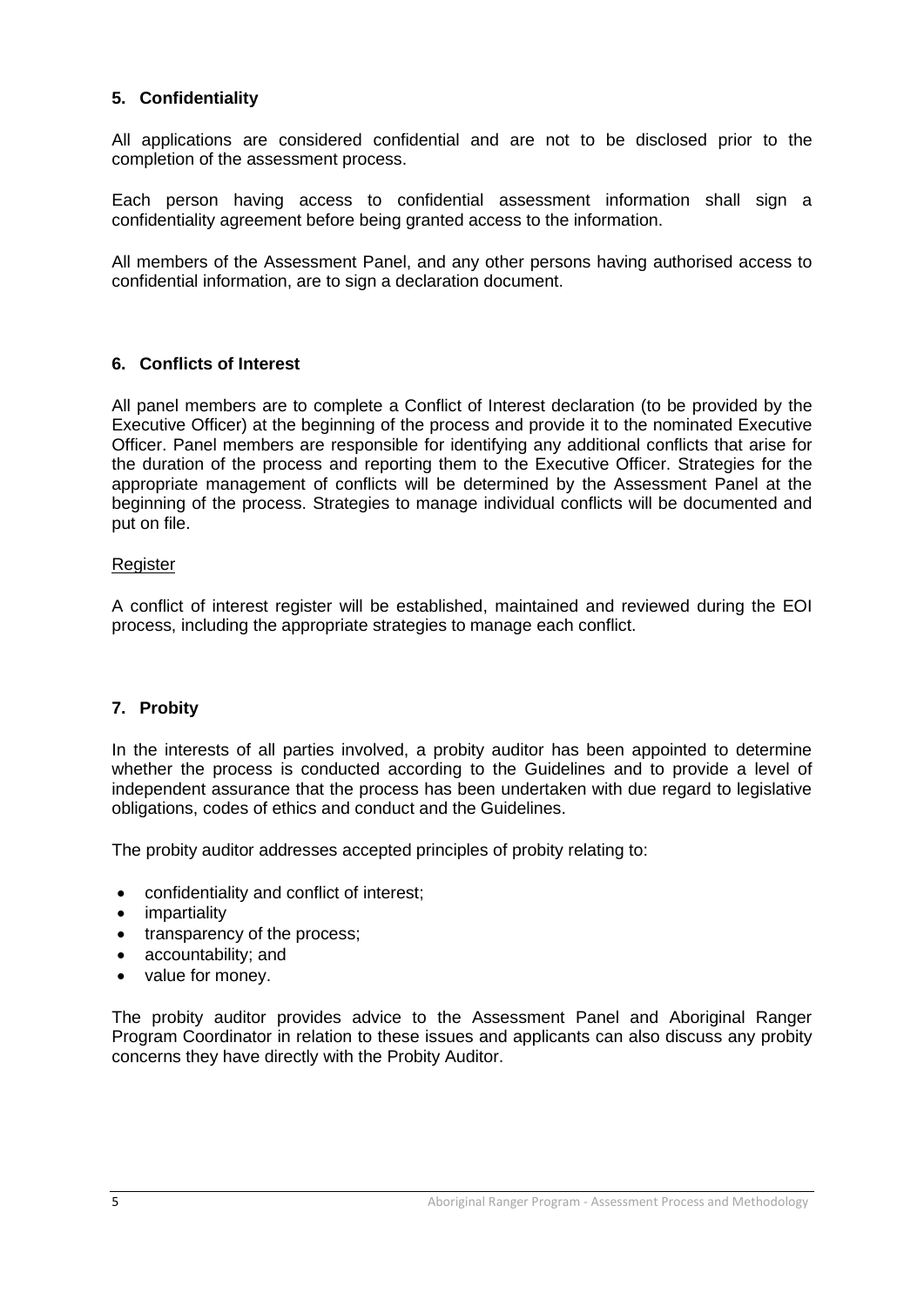## 5. Confidentiality

All applications are considered confidential and are not to be disclosed prior to the completion of the assessment process.

Each person having access to confidential assessment information shall sign a confidentiality agreement before being granted access to the information.

All members of the Assessment Panel, and any other persons having authorised access to confidential information, are to sign a declaration document.

## 6. Conflicts of Interest

All panel members are to complete a Conflict of Interest declaration (to be provided by the Executive Officer) at the beginning of the process and provide it to the nominated Executive Officer. Panel members are responsible for identifying any additional conflicts that arise for the duration of the process and reporting them to the Executive Officer. Strategies for the appropriate management of conflicts will be determined by the Assessment Panel at the beginning of the process. Strategies to manage individual conflicts will be documented and put on file.

<u>Register</u>

A conflict of interest register will be established, maintained and reviewed during the EOI process, including the appropriate strategies to manage each conflict.

## 7. Probity

In the interests of all parties involved, a probity auditor has been appointed to determine whether the process is conducted according to the Guidelines and to provide a level of independent assurance that the process has been undertaken with due regard to legislative obligations, codes of ethics and conduct and the Guidelines.

The probity auditor addresses accepted principles of probity relating to:

- confidentiality and conflict of interest;
- impartiality
- transparency of the process;
- accountability; and
- value for money.

The probity auditor provides advice to the Assessment Panel and Aboriginal Ranger Program Coordinator in relation to these issues and applicants can also discuss any probity concerns they have directly with the Probity Auditor.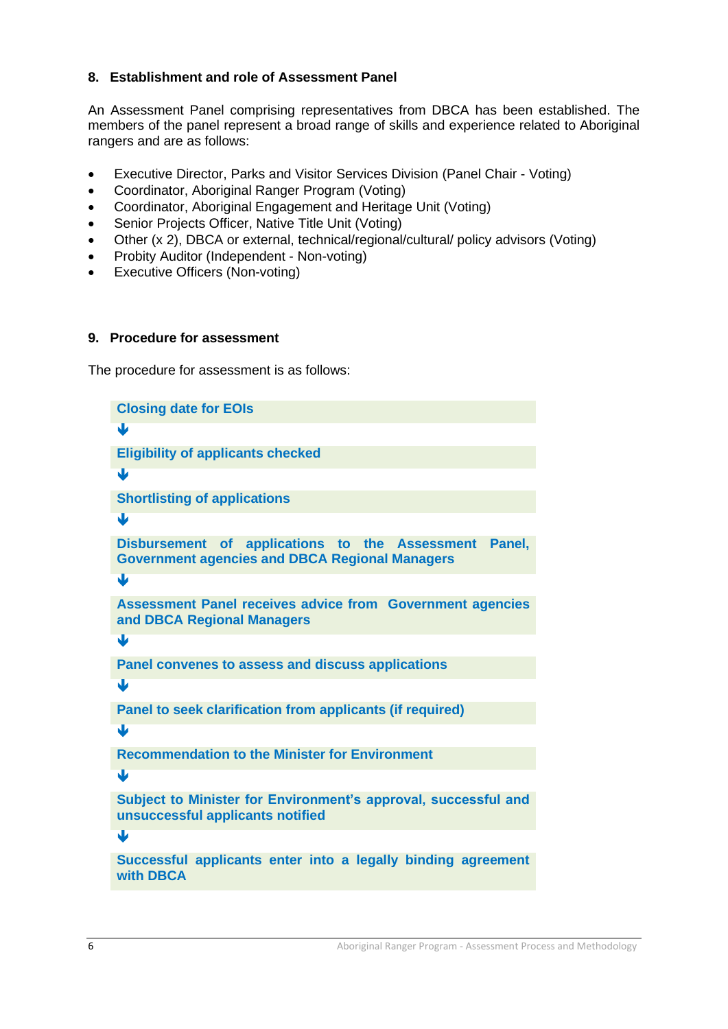## 8. Establishment and role of Assessment Panel

An Assessment Panel comprising representatives from DBCA has been established. The members of the panel represent a broad range of skills and experience related to Aboriginal rangers and are as follows:

- Executive Director, Parks and Visitor Services Division (Panel Chair - Voting)
- Coordinator, Aboriginal Ranger Program (Voting)
- Coordinator, Aboriginal Engagement and Heritage Unit (Voting)
- Senior Projects Officer, Native Title Unit (Voting)
- Other (x 2), DBCA or external, technical/regional/cultural/ policy advisors (Voting)
- Probity Auditor (Independent - Non-voting)
- Executive Officers (Non-voting)

## 9. Procedure for assessment

The procedure for assessment is as follows:

**Closing date for EOIs**

↓

**Eligibility of applicants checked**

↓

**Shortlisting of applications**

↓

**Disbursement of applications to the Assessment Panel, Government agencies and DBCA Regional Managers**

↓

**Assessment Panel receives advice from Government agencies and DBCA Regional Managers**

↓

**Panel convenes to assess and discuss applications**

↓

**Panel to seek clarification from applicants (if required)**

↓

**Recommendation to the Minister for Environment**

↓

**Subject to Minister for Environment's approval, successful and unsuccessful applicants notified**

↓

**Successful applicants enter into a legally binding agreement with DBCA**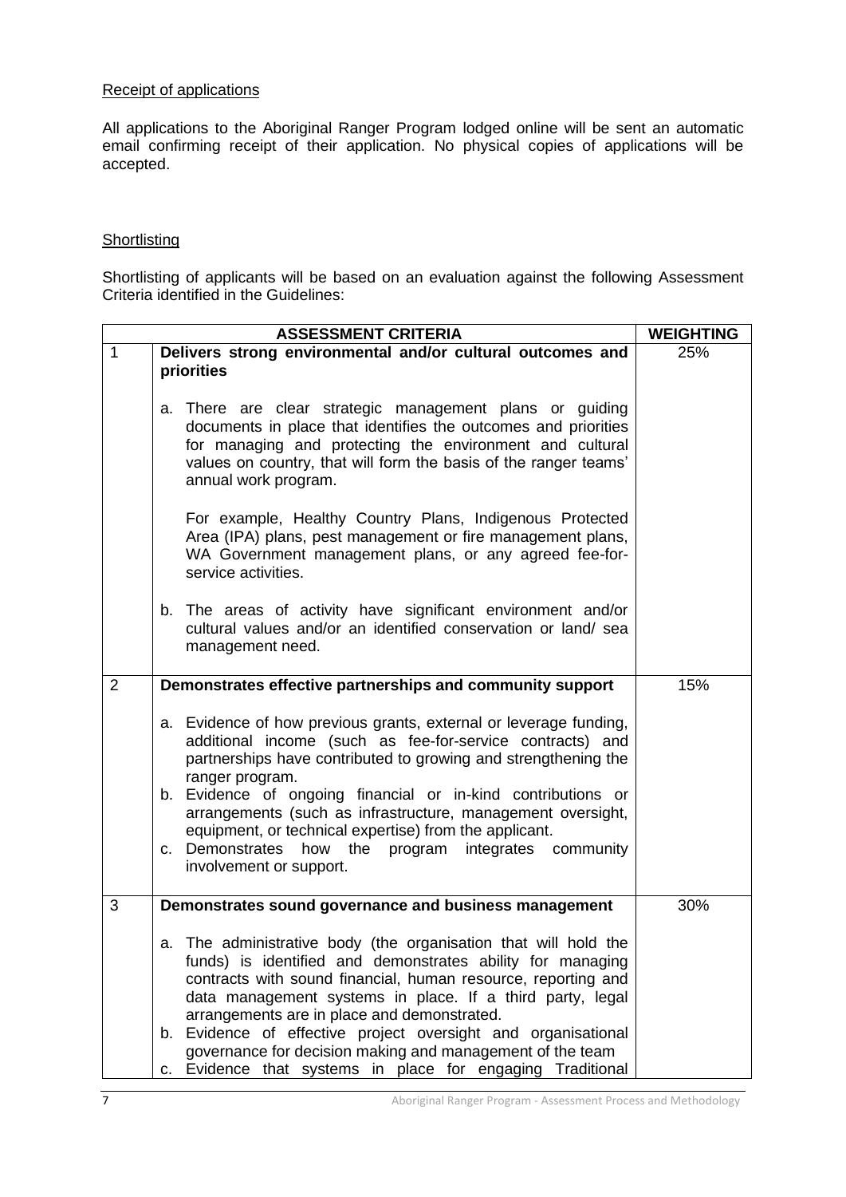Receipt of applications

All applications to the Aboriginal Ranger Program lodged online will be sent an automatic email confirming receipt of their application. No physical copies of applications will be accepted.

Shortlisting

Shortlisting of applicants will be based on an evaluation against the following Assessment Criteria identified in the Guidelines:

| | ASSESSMENT CRITERIA | WEIGHTING |
|---|---|---|
| 1 | **Delivers strong environmental and/or cultural outcomes and priorities**<br><br>a. There are clear strategic management plans or guiding documents in place that identifies the outcomes and priorities for managing and protecting the environment and cultural values on country, that will form the basis of the ranger teams' annual work program.<br><br>For example, Healthy Country Plans, Indigenous Protected Area (IPA) plans, pest management or fire management plans, WA Government management plans, or any agreed fee-for-service activities.<br><br>b. The areas of activity have significant environment and/or cultural values and/or an identified conservation or land/ sea management need. | 25% |
| 2 | **Demonstrates effective partnerships and community support**<br><br>a. Evidence of how previous grants, external or leverage funding, additional income (such as fee-for-service contracts) and partnerships have contributed to growing and strengthening the ranger program.<br>b. Evidence of ongoing financial or in-kind contributions or arrangements (such as infrastructure, management oversight, equipment, or technical expertise) from the applicant.<br>c. Demonstrates how the program integrates community involvement or support. | 15% |
| 3 | **Demonstrates sound governance and business management**<br><br>a. The administrative body (the organisation that will hold the funds) is identified and demonstrates ability for managing contracts with sound financial, human resource, reporting and data management systems in place. If a third party, legal arrangements are in place and demonstrated.<br>b. Evidence of effective project oversight and organisational governance for decision making and management of the team<br>c. Evidence that systems in place for engaging Traditional | 30% |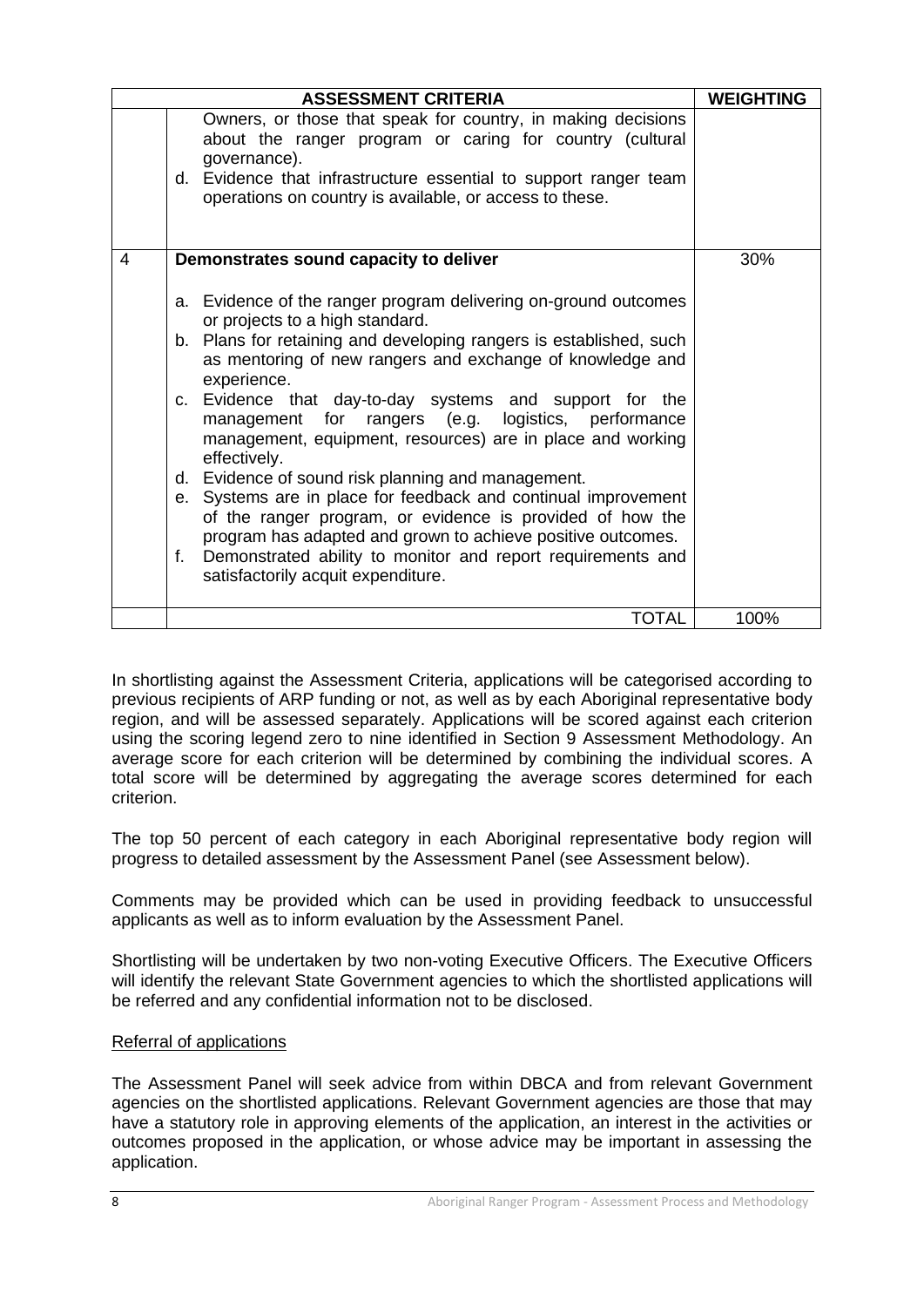| | ASSESSMENT CRITERIA | WEIGHTING |
|---|---|---|
| | Owners, or those that speak for country, in making decisions about the ranger program or caring for country (cultural governance).<br>d. Evidence that infrastructure essential to support ranger team operations on country is available, or access to these. | |
| 4 | **Demonstrates sound capacity to deliver**<br><br>a. Evidence of the ranger program delivering on-ground outcomes or projects to a high standard.<br>b. Plans for retaining and developing rangers is established, such as mentoring of new rangers and exchange of knowledge and experience.<br>c. Evidence that day-to-day systems and support for the management for rangers (e.g. logistics, performance management, equipment, resources) are in place and working effectively.<br>d. Evidence of sound risk planning and management.<br>e. Systems are in place for feedback and continual improvement of the ranger program, or evidence is provided of how the program has adapted and grown to achieve positive outcomes.<br>f. Demonstrated ability to monitor and report requirements and satisfactorily acquit expenditure. | 30% |
| | TOTAL | 100% |

In shortlisting against the Assessment Criteria, applications will be categorised according to previous recipients of ARP funding or not, as well as by each Aboriginal representative body region, and will be assessed separately. Applications will be scored against each criterion using the scoring legend zero to nine identified in Section 9 Assessment Methodology. An average score for each criterion will be determined by combining the individual scores. A total score will be determined by aggregating the average scores determined for each criterion.

The top 50 percent of each category in each Aboriginal representative body region will progress to detailed assessment by the Assessment Panel (see Assessment below).

Comments may be provided which can be used in providing feedback to unsuccessful applicants as well as to inform evaluation by the Assessment Panel.

Shortlisting will be undertaken by two non-voting Executive Officers. The Executive Officers will identify the relevant State Government agencies to which the shortlisted applications will be referred and any confidential information not to be disclosed.

<u>Referral of applications</u>

The Assessment Panel will seek advice from within DBCA and from relevant Government agencies on the shortlisted applications. Relevant Government agencies are those that may have a statutory role in approving elements of the application, an interest in the activities or outcomes proposed in the application, or whose advice may be important in assessing the application.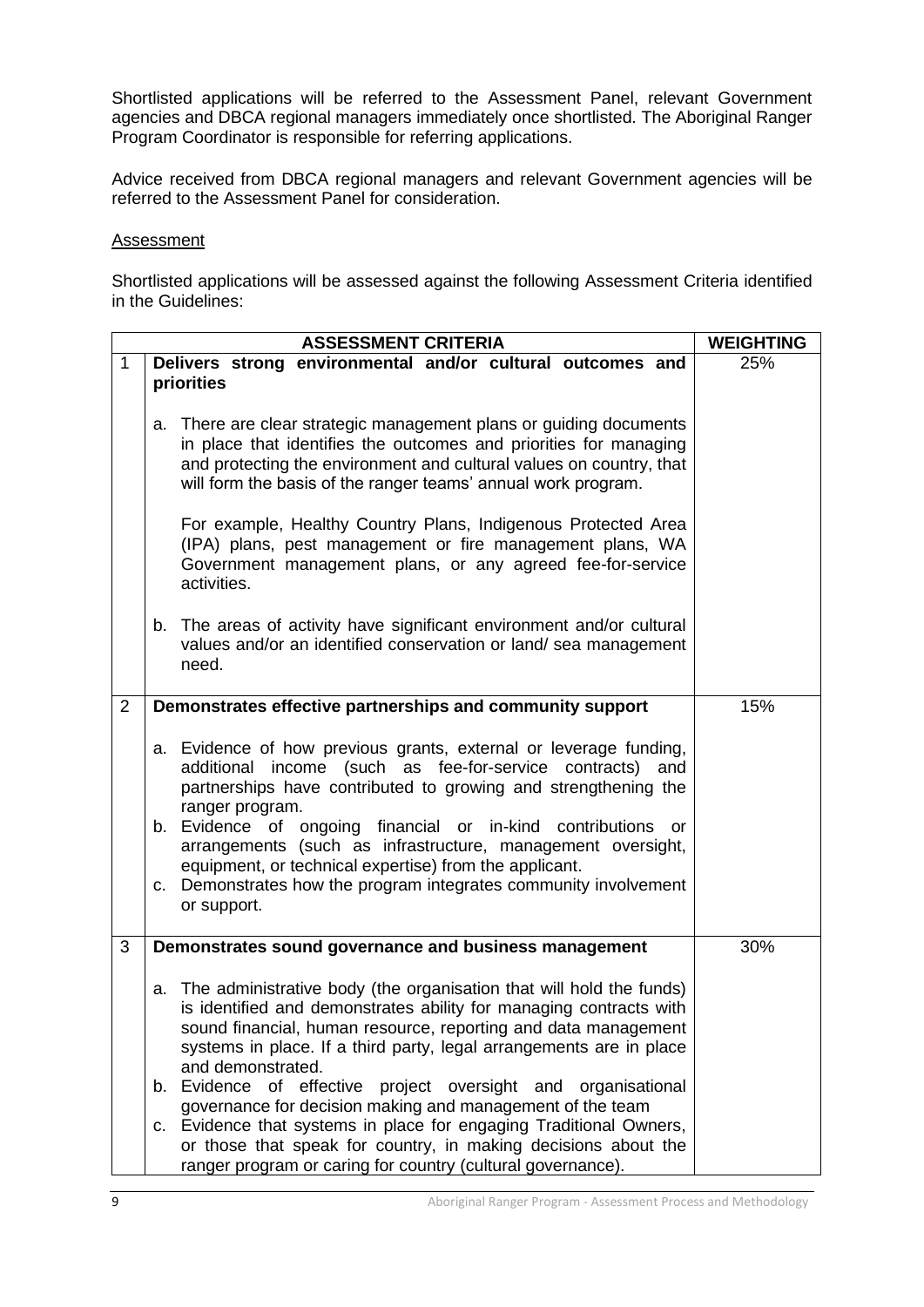Shortlisted applications will be referred to the Assessment Panel, relevant Government agencies and DBCA regional managers immediately once shortlisted. The Aboriginal Ranger Program Coordinator is responsible for referring applications.

Advice received from DBCA regional managers and relevant Government agencies will be referred to the Assessment Panel for consideration.

<u>Assessment</u>

Shortlisted applications will be assessed against the following Assessment Criteria identified in the Guidelines:

| | ASSESSMENT CRITERIA | WEIGHTING |
|---|---|---|
| 1 | **Delivers strong environmental and/or cultural outcomes and priorities**<br><br>a. There are clear strategic management plans or guiding documents in place that identifies the outcomes and priorities for managing and protecting the environment and cultural values on country, that will form the basis of the ranger teams' annual work program.<br><br>For example, Healthy Country Plans, Indigenous Protected Area (IPA) plans, pest management or fire management plans, WA Government management plans, or any agreed fee-for-service activities.<br><br>b. The areas of activity have significant environment and/or cultural values and/or an identified conservation or land/ sea management need. | 25% |
| 2 | **Demonstrates effective partnerships and community support**<br><br>a. Evidence of how previous grants, external or leverage funding, additional income (such as fee-for-service contracts) and partnerships have contributed to growing and strengthening the ranger program.<br>b. Evidence of ongoing financial or in-kind contributions or arrangements (such as infrastructure, management oversight, equipment, or technical expertise) from the applicant.<br>c. Demonstrates how the program integrates community involvement or support. | 15% |
| 3 | **Demonstrates sound governance and business management**<br><br>a. The administrative body (the organisation that will hold the funds) is identified and demonstrates ability for managing contracts with sound financial, human resource, reporting and data management systems in place. If a third party, legal arrangements are in place and demonstrated.<br>b. Evidence of effective project oversight and organisational governance for decision making and management of the team<br>c. Evidence that systems in place for engaging Traditional Owners, or those that speak for country, in making decisions about the ranger program or caring for country (cultural governance). | 30% |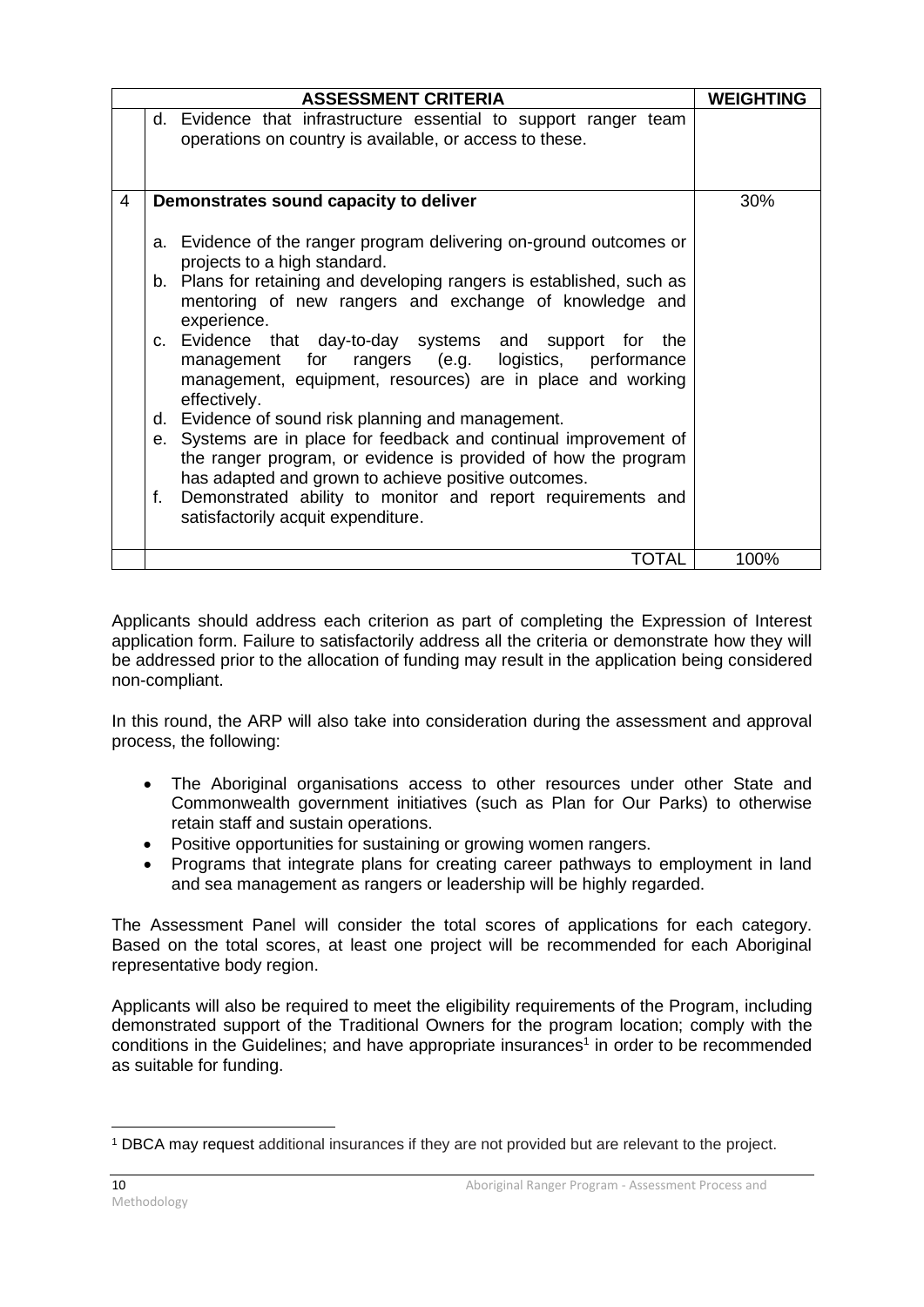| | ASSESSMENT CRITERIA | WEIGHTING |
|---|---|---|
| | d. Evidence that infrastructure essential to support ranger team operations on country is available, or access to these. | |
| 4 | **Demonstrates sound capacity to deliver**<br><br>a. Evidence of the ranger program delivering on-ground outcomes or projects to a high standard.<br>b. Plans for retaining and developing rangers is established, such as mentoring of new rangers and exchange of knowledge and experience.<br>c. Evidence that day-to-day systems and support for the management for rangers (e.g. logistics, performance management, equipment, resources) are in place and working effectively.<br>d. Evidence of sound risk planning and management.<br>e. Systems are in place for feedback and continual improvement of the ranger program, or evidence is provided of how the program has adapted and grown to achieve positive outcomes.<br>f. Demonstrated ability to monitor and report requirements and satisfactorily acquit expenditure. | 30% |
| | TOTAL | 100% |

Applicants should address each criterion as part of completing the Expression of Interest application form. Failure to satisfactorily address all the criteria or demonstrate how they will be addressed prior to the allocation of funding may result in the application being considered non-compliant.

In this round, the ARP will also take into consideration during the assessment and approval process, the following:

- The Aboriginal organisations access to other resources under other State and Commonwealth government initiatives (such as Plan for Our Parks) to otherwise retain staff and sustain operations.
- Positive opportunities for sustaining or growing women rangers.
- Programs that integrate plans for creating career pathways to employment in land and sea management as rangers or leadership will be highly regarded.

The Assessment Panel will consider the total scores of applications for each category. Based on the total scores, at least one project will be recommended for each Aboriginal representative body region.

Applicants will also be required to meet the eligibility requirements of the Program, including demonstrated support of the Traditional Owners for the program location; comply with the conditions in the Guidelines; and have appropriate insurances[1] in order to be recommended as suitable for funding.

[1] DBCA may request additional insurances if they are not provided but are relevant to the project.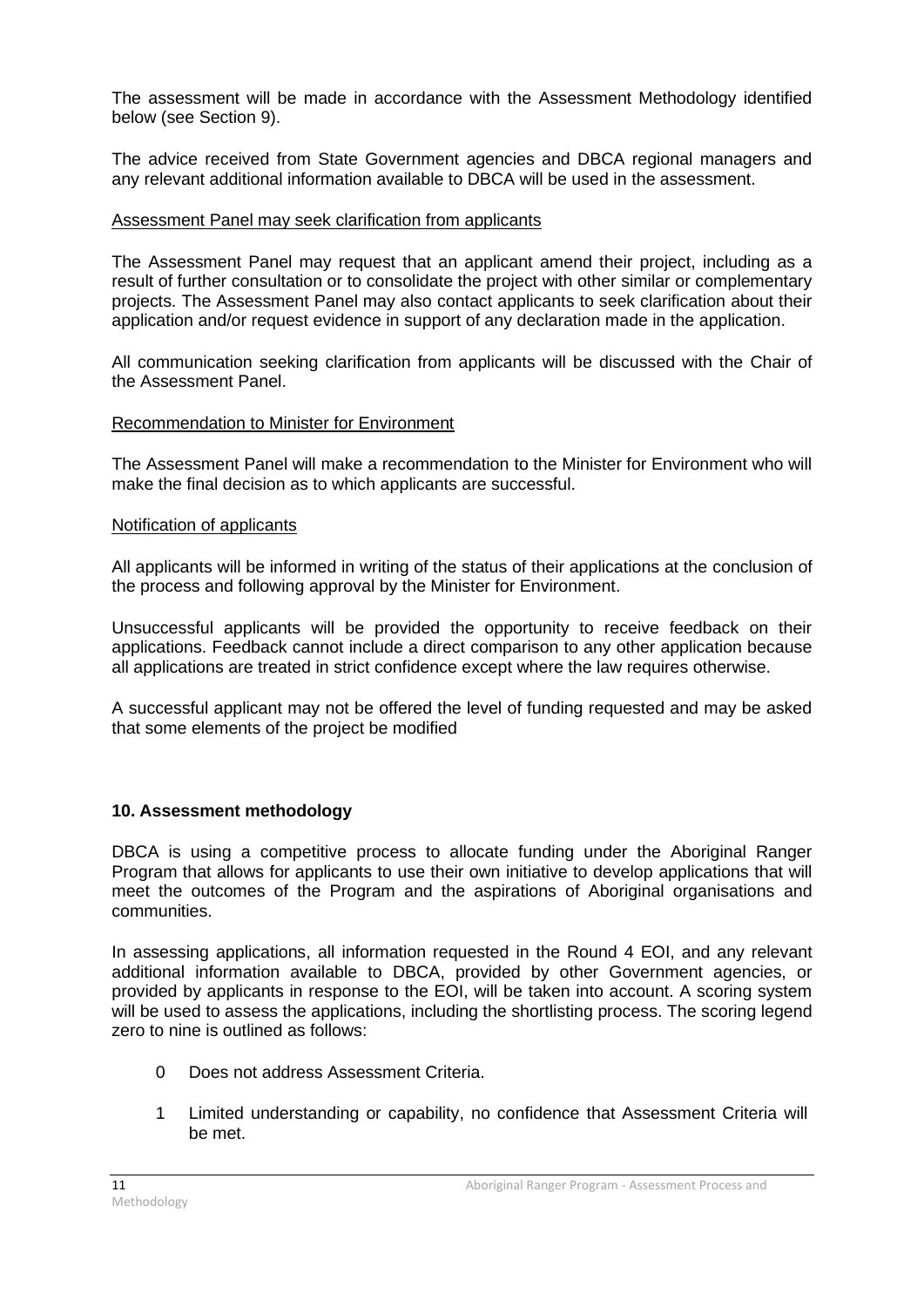The assessment will be made in accordance with the Assessment Methodology identified below (see Section 9).

The advice received from State Government agencies and DBCA regional managers and any relevant additional information available to DBCA will be used in the assessment.

<u>Assessment Panel may seek clarification from applicants</u>

The Assessment Panel may request that an applicant amend their project, including as a result of further consultation or to consolidate the project with other similar or complementary projects. The Assessment Panel may also contact applicants to seek clarification about their application and/or request evidence in support of any declaration made in the application.

All communication seeking clarification from applicants will be discussed with the Chair of the Assessment Panel.

<u>Recommendation to Minister for Environment</u>

The Assessment Panel will make a recommendation to the Minister for Environment who will make the final decision as to which applicants are successful.

<u>Notification of applicants</u>

All applicants will be informed in writing of the status of their applications at the conclusion of the process and following approval by the Minister for Environment.

Unsuccessful applicants will be provided the opportunity to receive feedback on their applications. Feedback cannot include a direct comparison to any other application because all applications are treated in strict confidence except where the law requires otherwise.

A successful applicant may not be offered the level of funding requested and may be asked that some elements of the project be modified

## 10. Assessment methodology

DBCA is using a competitive process to allocate funding under the Aboriginal Ranger Program that allows for applicants to use their own initiative to develop applications that will meet the outcomes of the Program and the aspirations of Aboriginal organisations and communities.

In assessing applications, all information requested in the Round 4 EOI, and any relevant additional information available to DBCA, provided by other Government agencies, or provided by applicants in response to the EOI, will be taken into account. A scoring system will be used to assess the applications, including the shortlisting process. The scoring legend zero to nine is outlined as follows:

- 0 Does not address Assessment Criteria.
- 1 Limited understanding or capability, no confidence that Assessment Criteria will be met.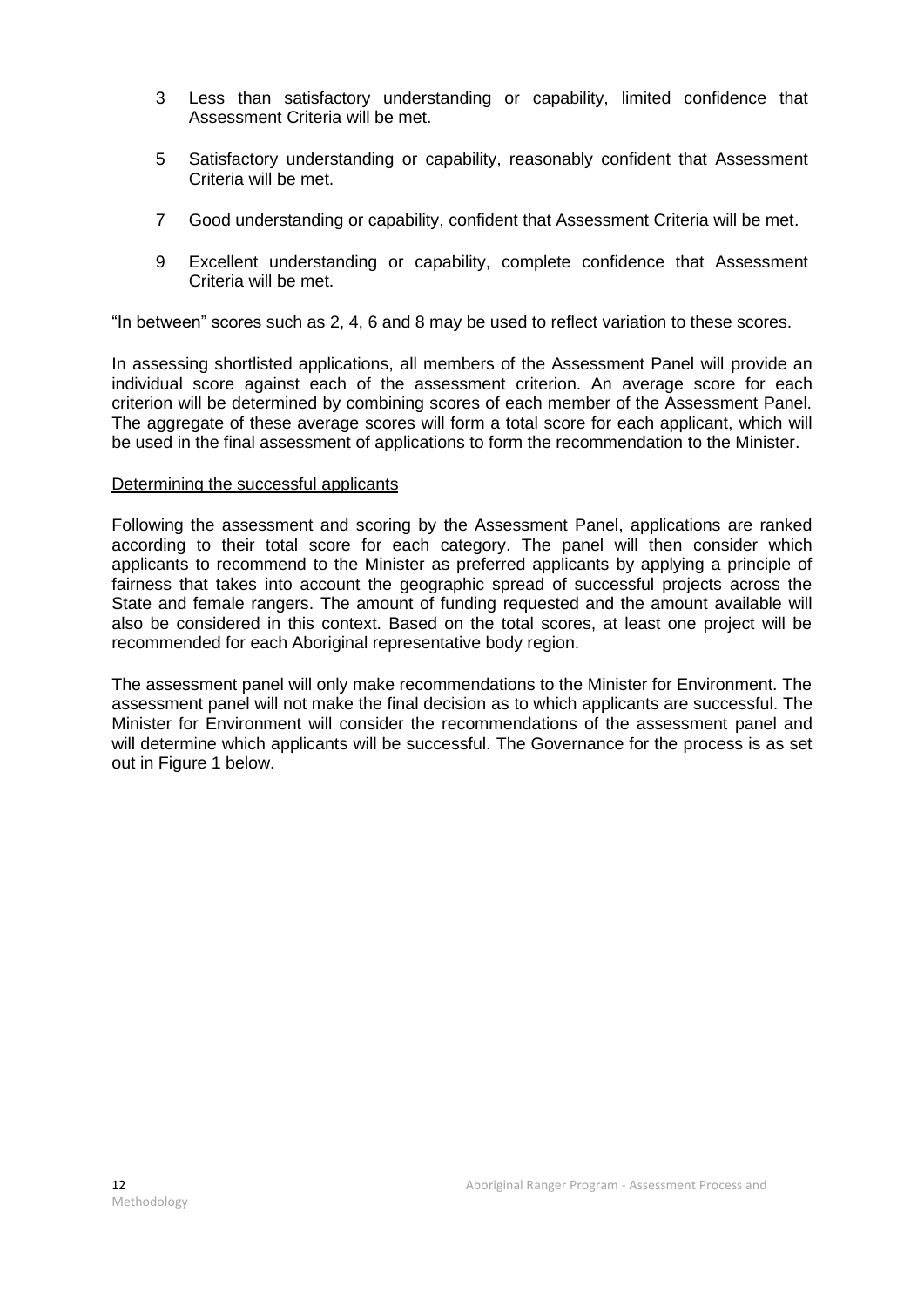3 Less than satisfactory understanding or capability, limited confidence that Assessment Criteria will be met.

5 Satisfactory understanding or capability, reasonably confident that Assessment Criteria will be met.

7 Good understanding or capability, confident that Assessment Criteria will be met.

9 Excellent understanding or capability, complete confidence that Assessment Criteria will be met.

"In between" scores such as 2, 4, 6 and 8 may be used to reflect variation to these scores.

In assessing shortlisted applications, all members of the Assessment Panel will provide an individual score against each of the assessment criterion. An average score for each criterion will be determined by combining scores of each member of the Assessment Panel. The aggregate of these average scores will form a total score for each applicant, which will be used in the final assessment of applications to form the recommendation to the Minister.

Determining the successful applicants

Following the assessment and scoring by the Assessment Panel, applications are ranked according to their total score for each category. The panel will then consider which applicants to recommend to the Minister as preferred applicants by applying a principle of fairness that takes into account the geographic spread of successful projects across the State and female rangers. The amount of funding requested and the amount available will also be considered in this context. Based on the total scores, at least one project will be recommended for each Aboriginal representative body region.

The assessment panel will only make recommendations to the Minister for Environment. The assessment panel will not make the final decision as to which applicants are successful. The Minister for Environment will consider the recommendations of the assessment panel and will determine which applicants will be successful. The Governance for the process is as set out in Figure 1 below.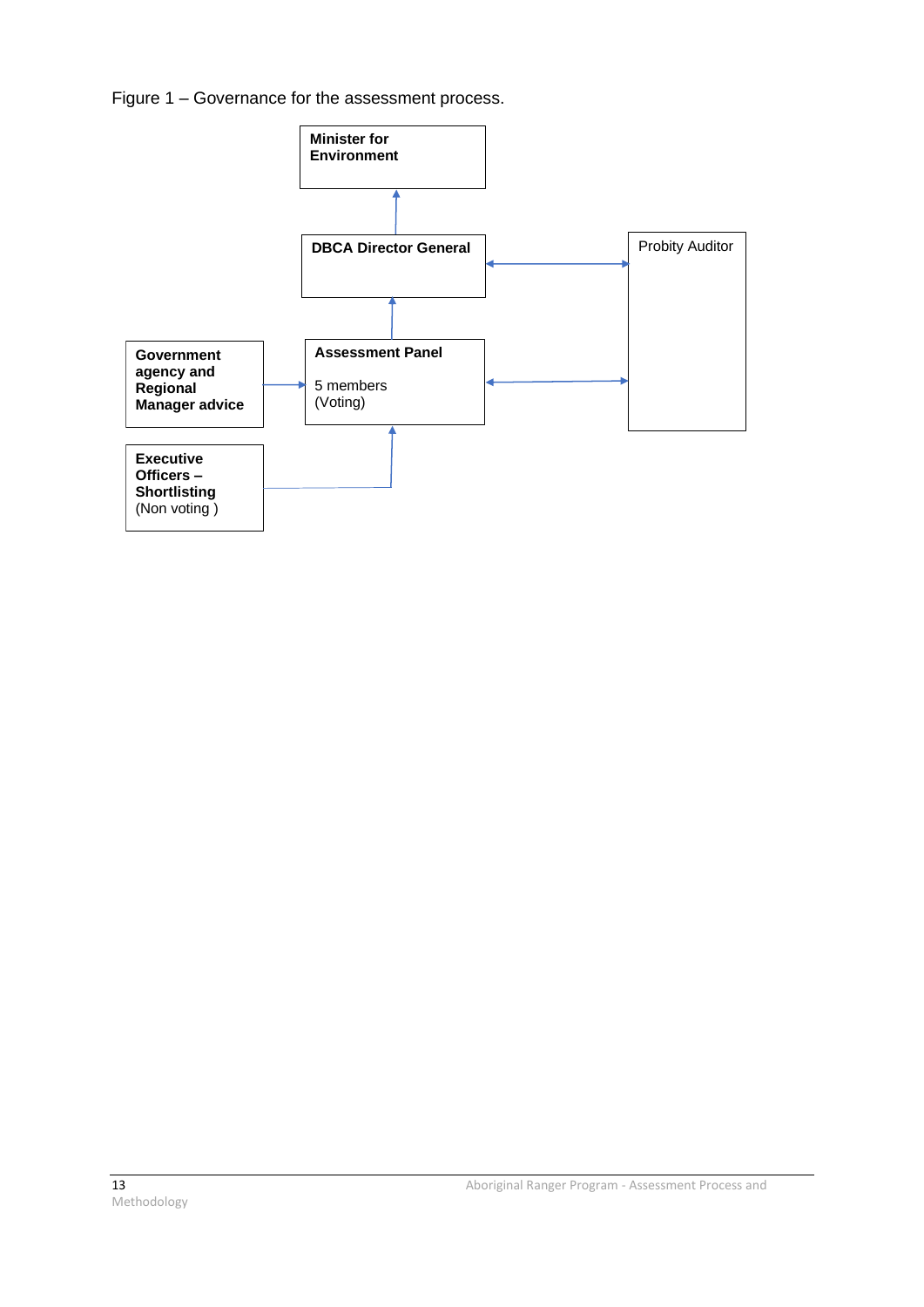Figure 1 – Governance for the assessment process.

**Minister for Environment**

**DBCA Director General**

Probity Auditor

**Government agency and Regional Manager advice**

**Assessment Panel**

5 members
(Voting)

**Executive Officers – Shortlisting**
(Non voting )